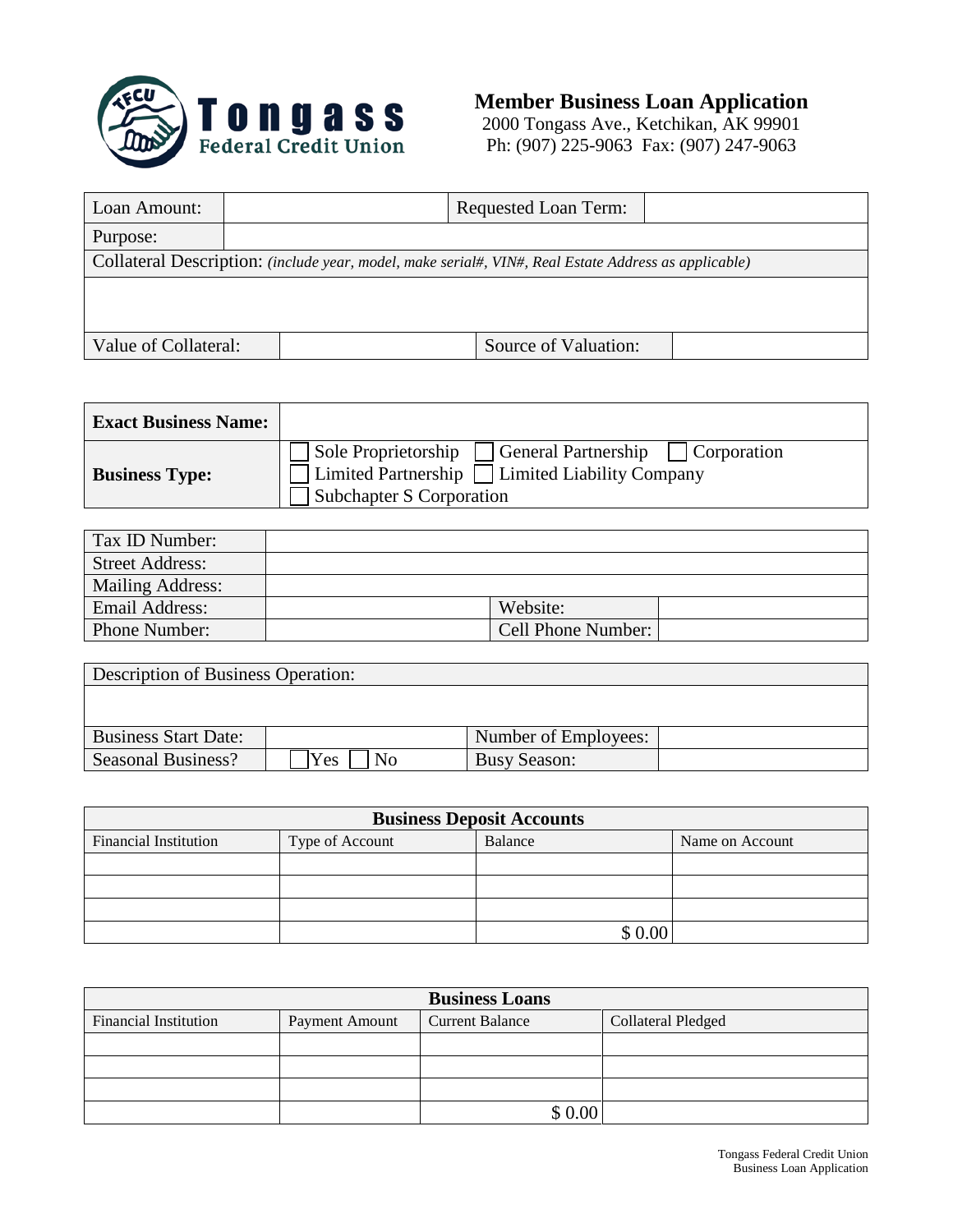Tongass Federal Credit Union

# Member Business Loan Application

2000 Tongass Ave., Ketchikan, AK 99901
Ph: (907) 225-9063 Fax: (907) 247-9063

| | | | |
|---|---|---|---|
| Loan Amount: | | Requested Loan Term: | |
| Purpose: | | | |
| Collateral Description: *(include year, model, make serial#, VIN#, Real Estate Address as applicable)* | | | |
| | | | |
| Value of Collateral: | | Source of Valuation: | |

| | |
|---|---|
| **Exact Business Name:** | |
| **Business Type:** | ☐ Sole Proprietorship ☐ General Partnership ☐ Corporation ☐ Limited Partnership ☐ Limited Liability Company ☐ Subchapter S Corporation |

| | | | |
|---|---|---|---|
| Tax ID Number: | | | |
| Street Address: | | | |
| Mailing Address: | | | |
| Email Address: | | Website: | |
| Phone Number: | | Cell Phone Number: | |

| | | | |
|---|---|---|---|
| Description of Business Operation: | | | |
| | | | |
| Business Start Date: | | Number of Employees: | |
| Seasonal Business? | ☐ Yes ☐ No | Busy Season: | |

| **Business Deposit Accounts** | | | |
|---|---|---|---|
| Financial Institution | Type of Account | Balance | Name on Account |
| | | | |
| | | | |
| | | | |
| | | $ 0.00 | |

| **Business Loans** | | | |
|---|---|---|---|
| Financial Institution | Payment Amount | Current Balance | Collateral Pledged |
| | | | |
| | | | |
| | | | |
| | | $ 0.00 | |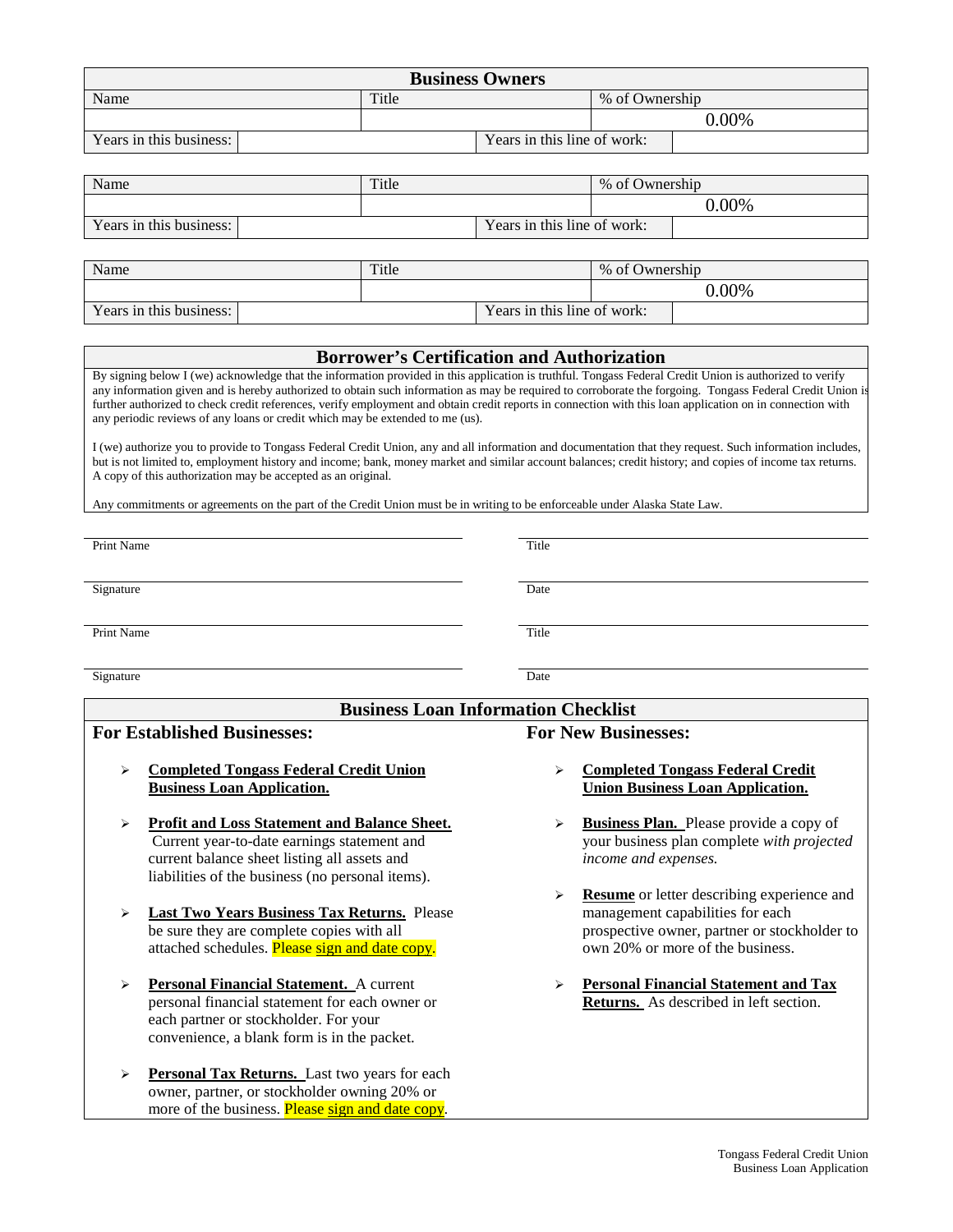## Business Owners

| Name | Title | % of Ownership |
|---|---|---|
| | | 0.00% |
| Years in this business: | Years in this line of work: | |

| Name | Title | % of Ownership |
|---|---|---|
| | | 0.00% |
| Years in this business: | Years in this line of work: | |

| Name | Title | % of Ownership |
|---|---|---|
| | | 0.00% |
| Years in this business: | Years in this line of work: | |

## Borrower's Certification and Authorization

By signing below I (we) acknowledge that the information provided in this application is truthful. Tongass Federal Credit Union is authorized to verify any information given and is hereby authorized to obtain such information as may be required to corroborate the forgoing. Tongass Federal Credit Union is further authorized to check credit references, verify employment and obtain credit reports in connection with this loan application on in connection with any periodic reviews of any loans or credit which may be extended to me (us).

I (we) authorize you to provide to Tongass Federal Credit Union, any and all information and documentation that they request. Such information includes, but is not limited to, employment history and income; bank, money market and similar account balances; credit history; and copies of income tax returns. A copy of this authorization may be accepted as an original.

Any commitments or agreements on the part of the Credit Union must be in writing to be enforceable under Alaska State Law.

Print Name _______________________ Title _______________________

Signature _______________________ Date _______________________

Print Name _______________________ Title _______________________

Signature _______________________ Date _______________________

## Business Loan Information Checklist

### For Established Businesses:

- **Completed Tongass Federal Credit Union Business Loan Application.**
- **Profit and Loss Statement and Balance Sheet.** Current year-to-date earnings statement and current balance sheet listing all assets and liabilities of the business (no personal items).
- **Last Two Years Business Tax Returns.** Please be sure they are complete copies with all attached schedules. Please sign and date copy.
- **Personal Financial Statement.** A current personal financial statement for each owner or each partner or stockholder. For your convenience, a blank form is in the packet.
- **Personal Tax Returns.** Last two years for each owner, partner, or stockholder owning 20% or more of the business. Please sign and date copy.

### For New Businesses:

- **Completed Tongass Federal Credit Union Business Loan Application.**
- **Business Plan.** Please provide a copy of your business plan complete *with projected income and expenses.*
- **Resume** or letter describing experience and management capabilities for each prospective owner, partner or stockholder to own 20% or more of the business.
- **Personal Financial Statement and Tax Returns.** As described in left section.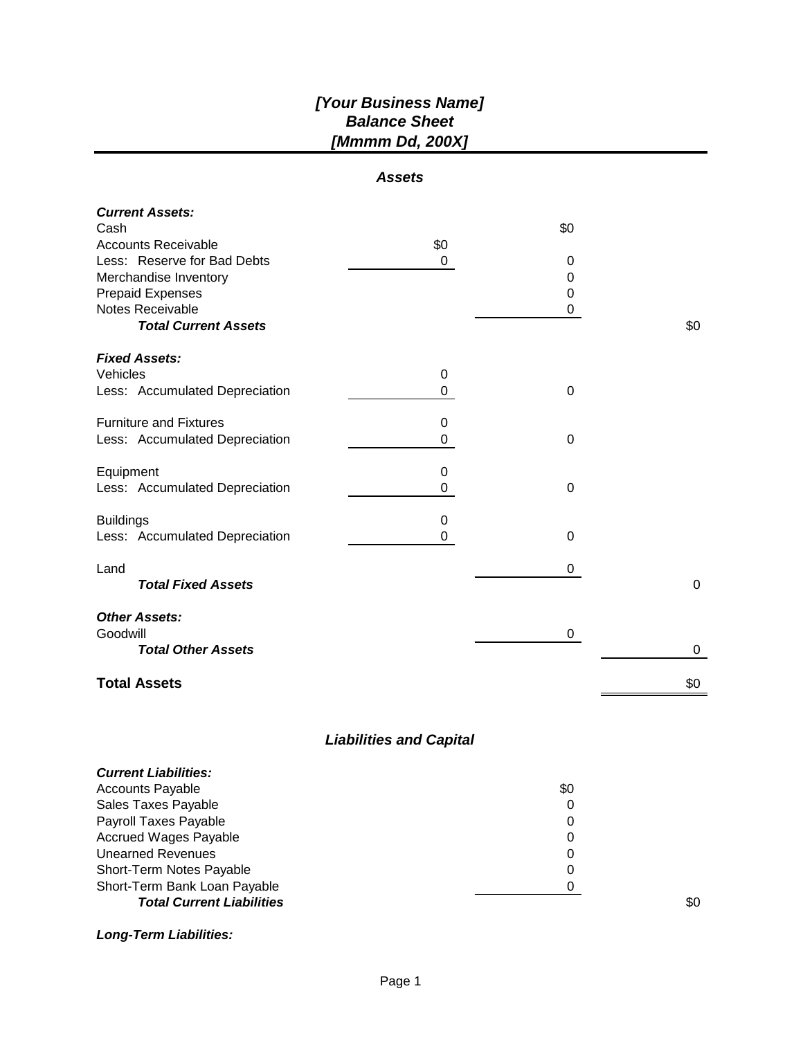***[Your Business Name]***
***Balance Sheet***
***[Mmmm Dd, 200X]***

### *Assets*

| | | | |
|---|---|---|---|
| ***Current Assets:*** | | | |
| Cash | | $0 | |
| Accounts Receivable | $0 | | |
| Less: Reserve for Bad Debts | 0 | 0 | |
| Merchandise Inventory | | 0 | |
| Prepaid Expenses | | 0 | |
| Notes Receivable | | 0 | |
| ***Total Current Assets*** | | | $0 |
| | | | |
| ***Fixed Assets:*** | | | |
| Vehicles | 0 | | |
| Less: Accumulated Depreciation | 0 | 0 | |
| | | | |
| Furniture and Fixtures | 0 | | |
| Less: Accumulated Depreciation | 0 | 0 | |
| | | | |
| Equipment | 0 | | |
| Less: Accumulated Depreciation | 0 | 0 | |
| | | | |
| Buildings | 0 | | |
| Less: Accumulated Depreciation | 0 | 0 | |
| | | | |
| Land | | 0 | |
| ***Total Fixed Assets*** | | | 0 |
| | | | |
| ***Other Assets:*** | | | |
| Goodwill | | 0 | |
| ***Total Other Assets*** | | | 0 |
| | | | |
| **Total Assets** | | | $0 |

### *Liabilities and Capital*

| | | | |
|---|---|---|---|
| ***Current Liabilities:*** | | | |
| Accounts Payable | | $0 | |
| Sales Taxes Payable | | 0 | |
| Payroll Taxes Payable | | 0 | |
| Accrued Wages Payable | | 0 | |
| Unearned Revenues | | 0 | |
| Short-Term Notes Payable | | 0 | |
| Short-Term Bank Loan Payable | | 0 | |
| ***Total Current Liabilities*** | | | $0 |

***Long-Term Liabilities:***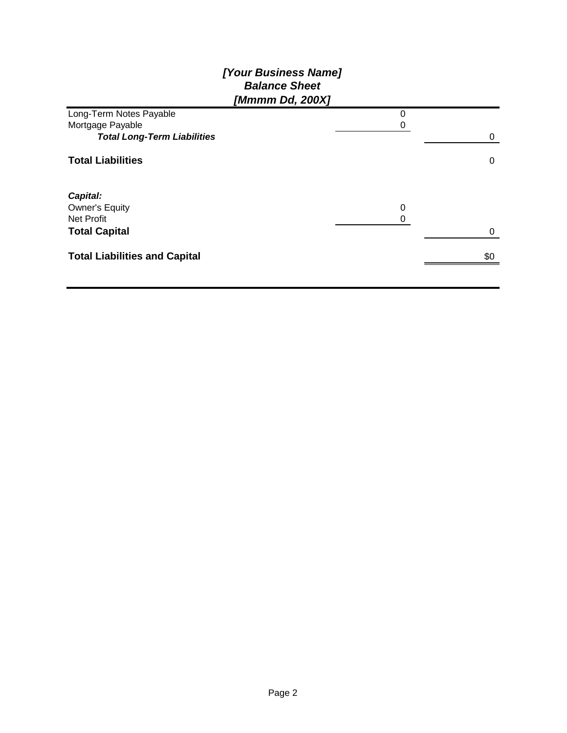***[Your Business Name]***
***Balance Sheet***
***[Mmmm Dd, 200X]***

| | | |
|---|---|---|
| Long-Term Notes Payable | 0 | |
| Mortgage Payable | 0 | |
| ***Total Long-Term Liabilities*** | | 0 |
| | | |
| **Total Liabilities** | | 0 |
| | | |
| ***Capital:*** | | |
| Owner's Equity | 0 | |
| Net Profit | 0 | |
| **Total Capital** | | 0 |
| | | |
| **Total Liabilities and Capital** | | $0 |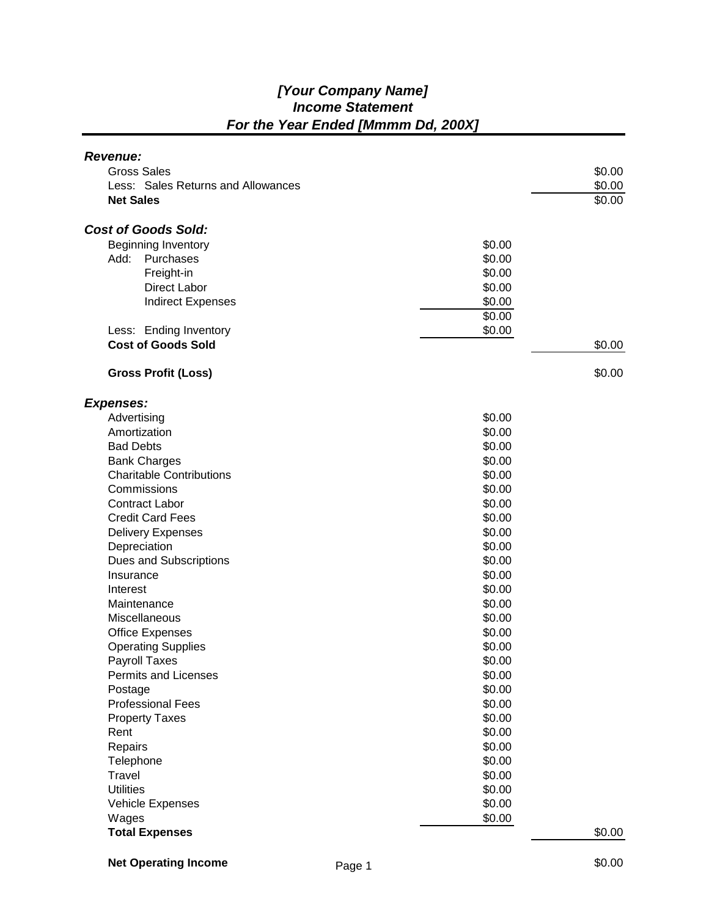***[Your Company Name]***
***Income Statement***
***For the Year Ended [Mmmm Dd, 200X]***

| | | |
|---|---|---|
| ***Revenue:*** | | |
| Gross Sales | | $0.00 |
| Less: Sales Returns and Allowances | | $0.00 |
| **Net Sales** | | $0.00 |
| | | |
| ***Cost of Goods Sold:*** | | |
| Beginning Inventory | $0.00 | |
| Add: Purchases | $0.00 | |
| Freight-in | $0.00 | |
| Direct Labor | $0.00 | |
| Indirect Expenses | $0.00 | |
| | $0.00 | |
| Less: Ending Inventory | $0.00 | |
| **Cost of Goods Sold** | | $0.00 |
| | | |
| **Gross Profit (Loss)** | | $0.00 |
| | | |
| ***Expenses:*** | | |
| Advertising | $0.00 | |
| Amortization | $0.00 | |
| Bad Debts | $0.00 | |
| Bank Charges | $0.00 | |
| Charitable Contributions | $0.00 | |
| Commissions | $0.00 | |
| Contract Labor | $0.00 | |
| Credit Card Fees | $0.00 | |
| Delivery Expenses | $0.00 | |
| Depreciation | $0.00 | |
| Dues and Subscriptions | $0.00 | |
| Insurance | $0.00 | |
| Interest | $0.00 | |
| Maintenance | $0.00 | |
| Miscellaneous | $0.00 | |
| Office Expenses | $0.00 | |
| Operating Supplies | $0.00 | |
| Payroll Taxes | $0.00 | |
| Permits and Licenses | $0.00 | |
| Postage | $0.00 | |
| Professional Fees | $0.00 | |
| Property Taxes | $0.00 | |
| Rent | $0.00 | |
| Repairs | $0.00 | |
| Telephone | $0.00 | |
| Travel | $0.00 | |
| Utilities | $0.00 | |
| Vehicle Expenses | $0.00 | |
| Wages | $0.00 | |
| **Total Expenses** | | $0.00 |
| | | |
| **Net Operating Income** | | $0.00 |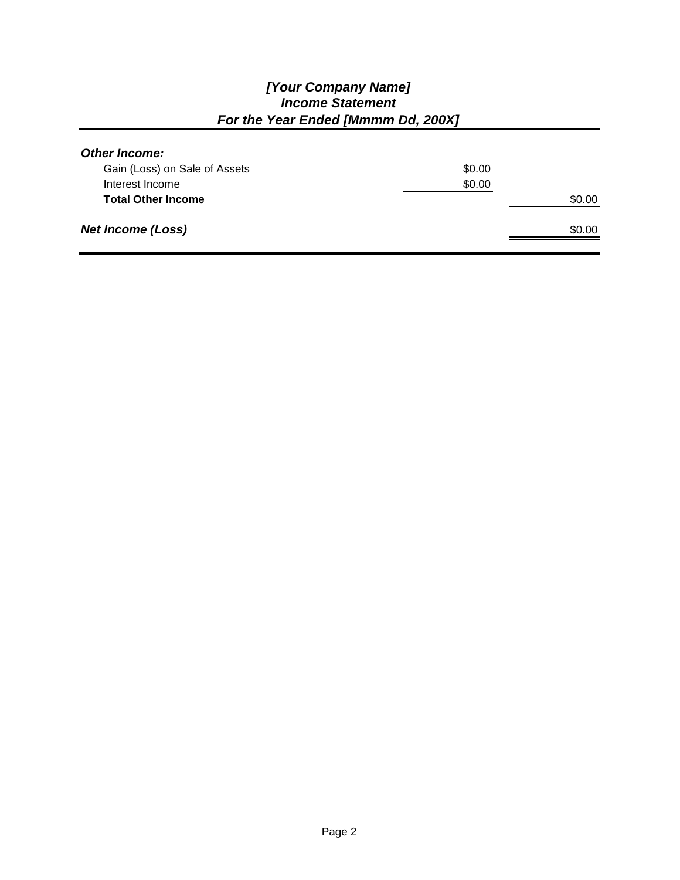*[Your Company Name]*
*Income Statement*
*For the Year Ended [Mmmm Dd, 200X]*

| | | |
|---|---|---|
| ***Other Income:*** | | |
| Gain (Loss) on Sale of Assets | $0.00 | |
| Interest Income | $0.00 | |
| **Total Other Income** | | $0.00 |
| ***Net Income (Loss)*** | | $0.00 |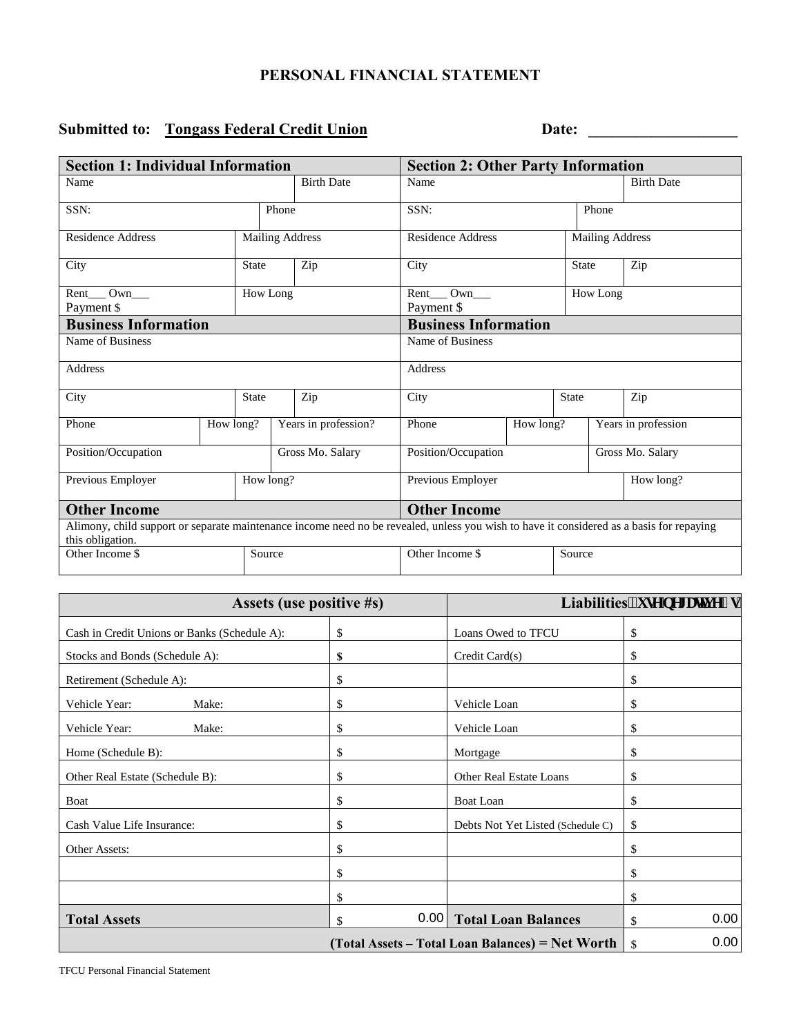# PERSONAL FINANCIAL STATEMENT

**Submitted to:** **Tongass Federal Credit Union** **Date:** ___________________

| Section 1: Individual Information | | | Section 2: Other Party Information | | |
|---|---|---|---|---|---|
| Name | | Birth Date | Name | | Birth Date |
| SSN: | Phone | | SSN: | Phone | |
| Residence Address | Mailing Address | | Residence Address | Mailing Address | |
| City | State | Zip | City | State | Zip |
| Rent___ Own___ Payment $ | How Long | | Rent___ Own___ Payment $ | How Long | |
| **Business Information** | | | **Business Information** | | |
| Name of Business | | | Name of Business | | |
| Address | | | Address | | |
| City | State | Zip | City | State | Zip |
| Phone | How long? | Years in profession? | Phone | How long? | Years in profession |
| Position/Occupation | | Gross Mo. Salary | Position/Occupation | | Gross Mo. Salary |
| Previous Employer | How long? | | Previous Employer | | How long? |
| **Other Income** | | | **Other Income** | | |
| Alimony, child support or separate maintenance income need no be revealed, unless you wish to have it considered as a basis for repaying this obligation. | | | | | |
| Other Income $ | Source | | Other Income $ | Source | |

| Assets (use positive #s) | | Liabilities | |
|---|---|---|---|
| Cash in Credit Unions or Banks (Schedule A): | $ | Loans Owed to TFCU | $ |
| Stocks and Bonds (Schedule A): | $ | Credit Card(s) | $ |
| Retirement (Schedule A): | $ | | $ |
| Vehicle Year: Make: | $ | Vehicle Loan | $ |
| Vehicle Year: Make: | $ | Vehicle Loan | $ |
| Home (Schedule B): | $ | Mortgage | $ |
| Other Real Estate (Schedule B): | $ | Other Real Estate Loans | $ |
| Boat | $ | Boat Loan | $ |
| Cash Value Life Insurance: | $ | Debts Not Yet Listed (Schedule C) | $ |
| Other Assets: | $ | | $ |
| | $ | | $ |
| | $ | | $ |
| **Total Assets** | $ 0.00 | **Total Loan Balances** | $ 0.00 |
| | | **(Total Assets – Total Loan Balances) = Net Worth** | $ 0.00 |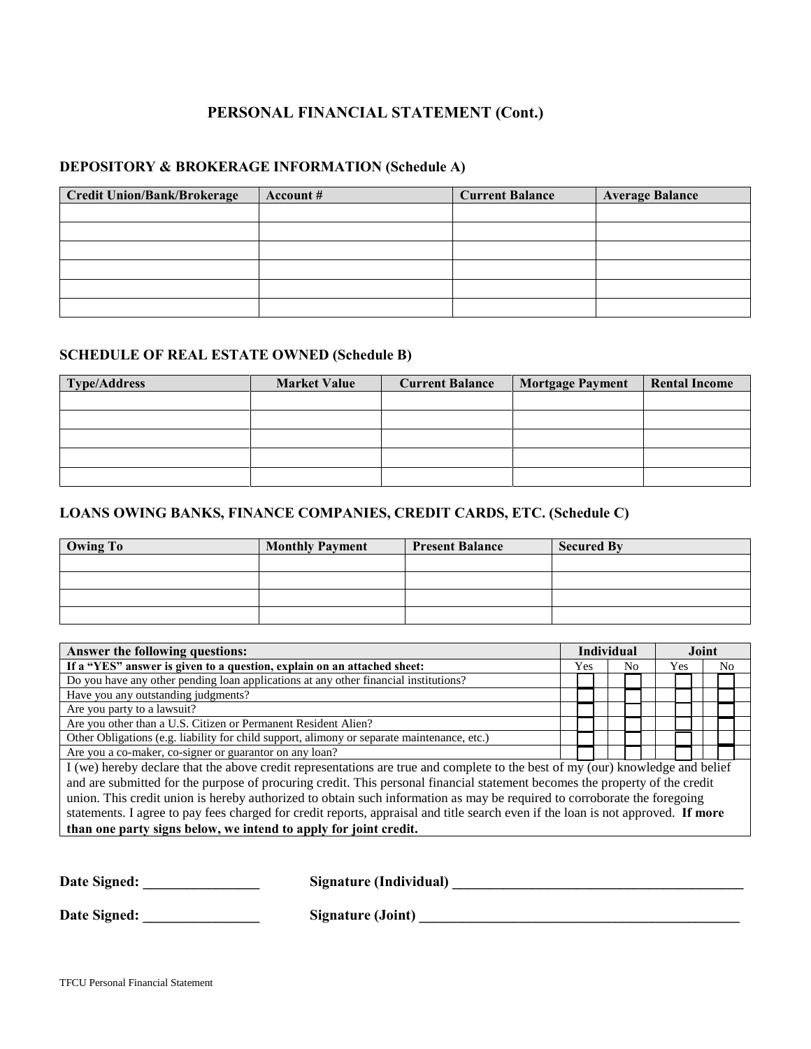# PERSONAL FINANCIAL STATEMENT (Cont.)

## DEPOSITORY & BROKERAGE INFORMATION (Schedule A)

| Credit Union/Bank/Brokerage | Account # | Current Balance | Average Balance |
|---|---|---|---|
| | | | |
| | | | |
| | | | |
| | | | |
| | | | |
| | | | |

## SCHEDULE OF REAL ESTATE OWNED (Schedule B)

| Type/Address | Market Value | Current Balance | Mortgage Payment | Rental Income |
|---|---|---|---|---|
| | | | | |
| | | | | |
| | | | | |
| | | | | |
| | | | | |

## LOANS OWING BANKS, FINANCE COMPANIES, CREDIT CARDS, ETC. (Schedule C)

| Owing To | Monthly Payment | Present Balance | Secured By |
|---|---|---|---|
| | | | |
| | | | |
| | | | |
| | | | |

| Answer the following questions: | Individual | | Joint | |
|---|---|---|---|---|
| **If a "YES" answer is given to a question, explain on an attached sheet:** | Yes | No | Yes | No |
| Do you have any other pending loan applications at any other financial institutions? | ☐ | ☐ | ☐ | ☐ |
| Have you any outstanding judgments? | ☐ | ☐ | ☐ | ☐ |
| Are you party to a lawsuit? | ☐ | ☐ | ☐ | ☐ |
| Are you other than a U.S. Citizen or Permanent Resident Alien? | ☐ | ☐ | ☐ | ☐ |
| Other Obligations (e.g. liability for child support, alimony or separate maintenance, etc.) | ☐ | ☐ | ☐ | ☐ |
| Are you a co-maker, co-signer or guarantor on any loan? | ☐ | ☐ | ☐ | ☐ |

I (we) hereby declare that the above credit representations are true and complete to the best of my (our) knowledge and belief and are submitted for the purpose of procuring credit. This personal financial statement becomes the property of the credit union. This credit union is hereby authorized to obtain such information as may be required to corroborate the foregoing statements. I agree to pay fees charged for credit reports, appraisal and title search even if the loan is not approved. **If more than one party signs below, we intend to apply for joint credit.**

**Date Signed:** ________________ **Signature (Individual)** __________________________________________

**Date Signed:** ________________ **Signature (Joint)** ______________________________________________